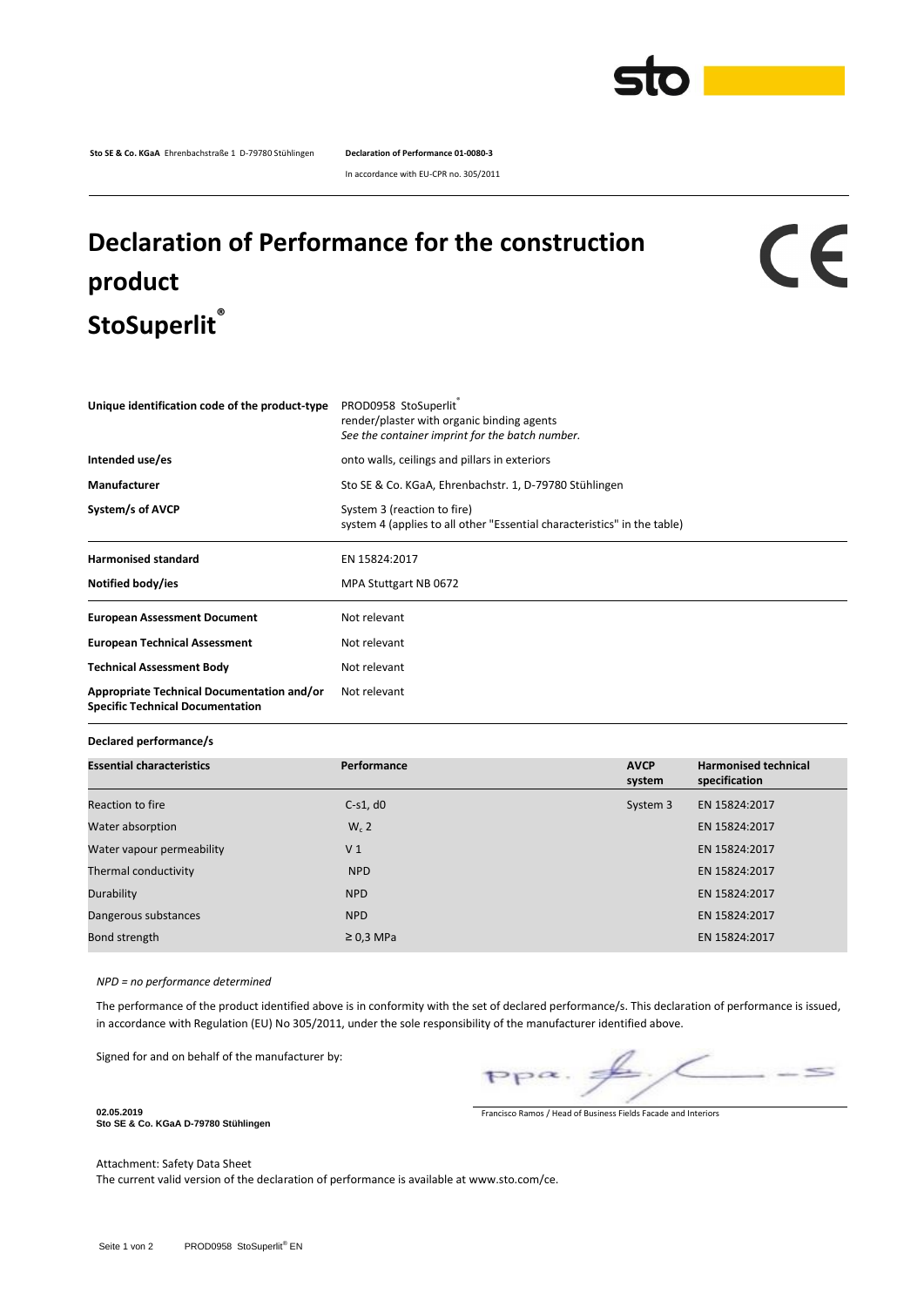**Sto SE & Co. KGaA** Ehrenbachstraße 1 D-79780 Stühlingen **Declaration of Performance 01-0080-3**

In accordance with EU-CPR no. 305/2011

# Declaration of Performance for the construction product StoSuperlit®

| | |
|---|---|
| **Unique identification code of the product-type** | PROD0958 StoSuperlit® <br> render/plaster with organic binding agents <br> *See the container imprint for the batch number.* |
| **Intended use/es** | onto walls, ceilings and pillars in exteriors |
| **Manufacturer** | Sto SE & Co. KGaA, Ehrenbachstr. 1, D-79780 Stühlingen |
| **System/s of AVCP** | System 3 (reaction to fire) <br> system 4 (applies to all other "Essential characteristics" in the table) |
| **Harmonised standard** | EN 15824:2017 |
| **Notified body/ies** | MPA Stuttgart NB 0672 |
| **European Assessment Document** | Not relevant |
| **European Technical Assessment** | Not relevant |
| **Technical Assessment Body** | Not relevant |
| **Appropriate Technical Documentation and/or Specific Technical Documentation** | Not relevant |

**Declared performance/s**

| Essential characteristics | Performance | AVCP system | Harmonised technical specification |
|---|---|---|---|
| Reaction to fire | C-s1, d0 | System 3 | EN 15824:2017 |
| Water absorption | $W_c$ 2 | | EN 15824:2017 |
| Water vapour permeability | V 1 | | EN 15824:2017 |
| Thermal conductivity | NPD | | EN 15824:2017 |
| Durability | NPD | | EN 15824:2017 |
| Dangerous substances | NPD | | EN 15824:2017 |
| Bond strength | ≥ 0,3 MPa | | EN 15824:2017 |

*NPD = no performance determined*

The performance of the product identified above is in conformity with the set of declared performance/s. This declaration of performance is issued, in accordance with Regulation (EU) No 305/2011, under the sole responsibility of the manufacturer identified above.

Signed for and on behalf of the manufacturer by:

ppa.

Francisco Ramos / Head of Business Fields Facade and Interiors

**02.05.2019**
**Sto SE & Co. KGaA D-79780 Stühlingen**

Attachment: Safety Data Sheet
The current valid version of the declaration of performance is available at www.sto.com/ce.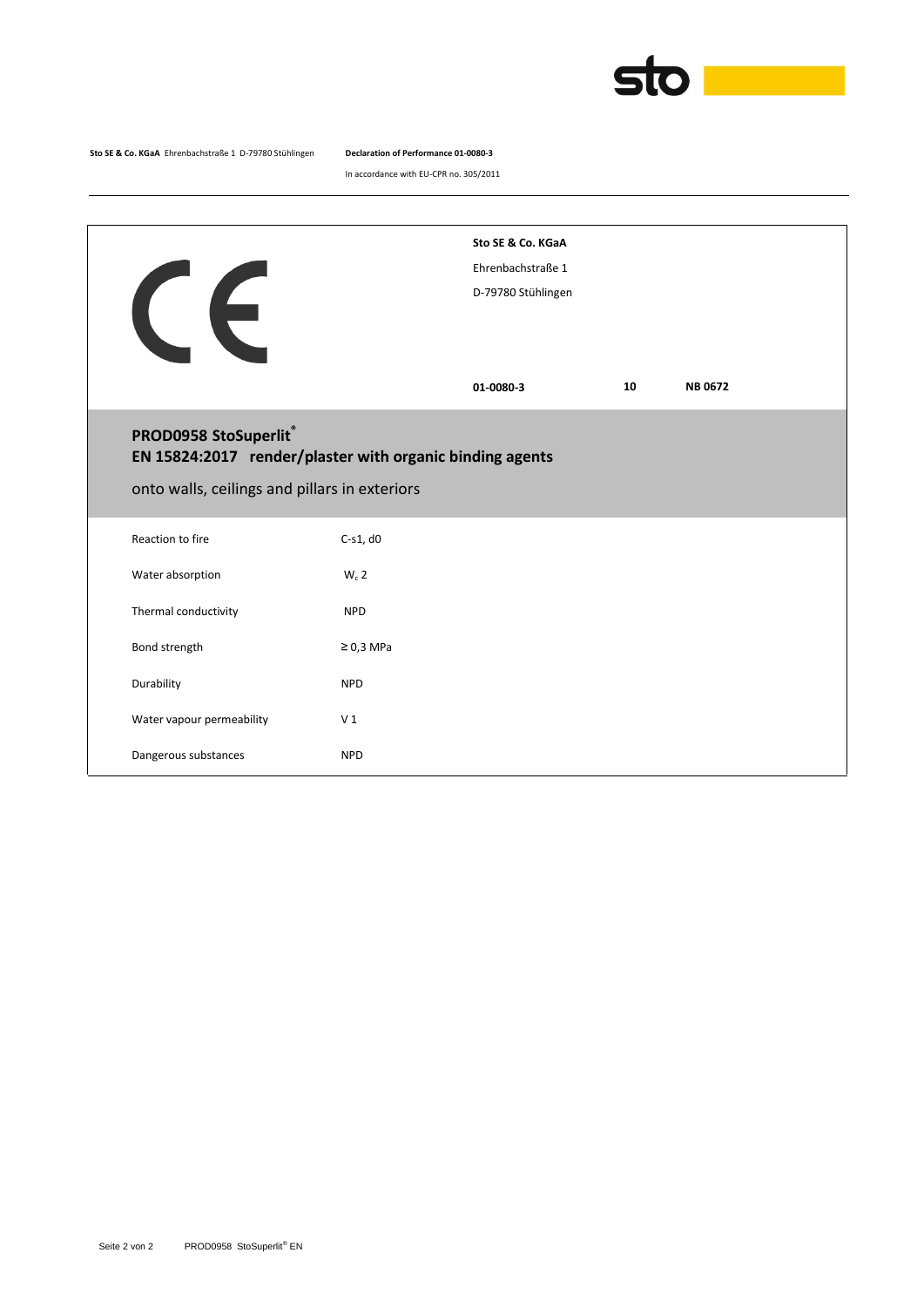**Sto SE & Co. KGaA** Ehrenbachstraße 1 D-79780 Stühlingen

**Declaration of Performance 01-0080-3**

In accordance with EU-CPR no. 305/2011

CE

**Sto SE & Co. KGaA**

Ehrenbachstraße 1

D-79780 Stühlingen

**01-0080-3** **10** **NB 0672**

## PROD0958 StoSuperlit®
## EN 15824:2017 render/plaster with organic binding agents

onto walls, ceilings and pillars in exteriors

| | |
|---|---|
| Reaction to fire | C-s1, d0 |
| Water absorption | $W_c$ 2 |
| Thermal conductivity | NPD |
| Bond strength | ≥ 0,3 MPa |
| Durability | NPD |
| Water vapour permeability | V 1 |
| Dangerous substances | NPD |